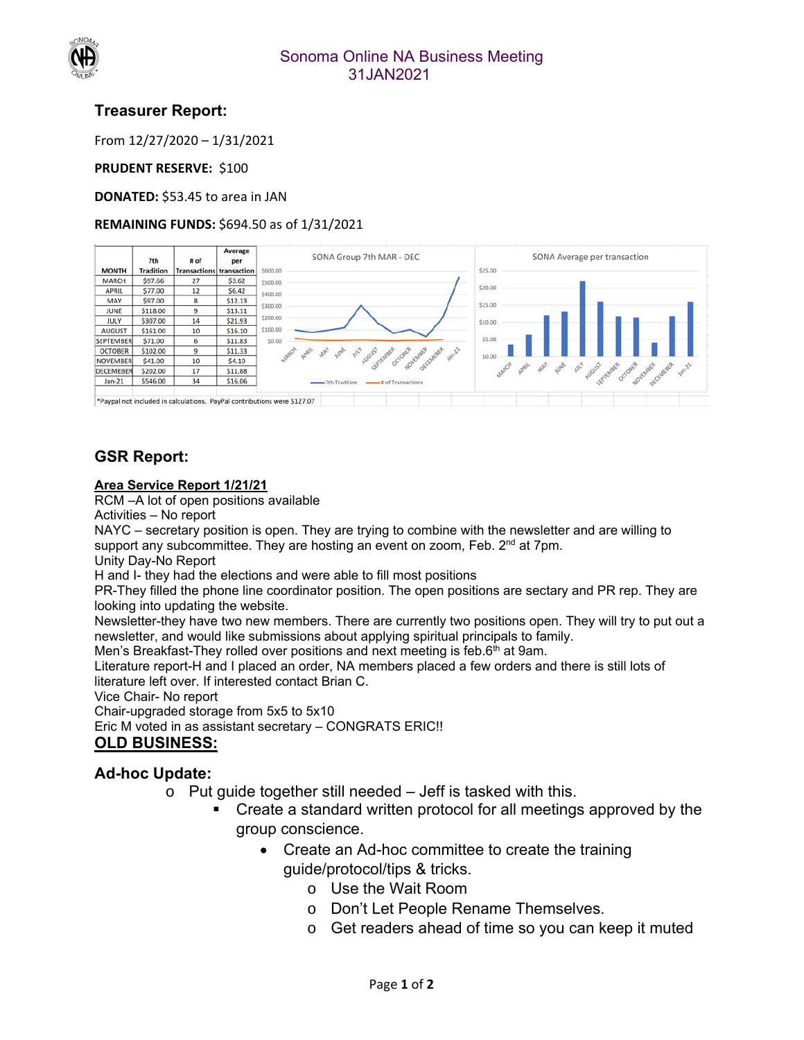# Sonoma Online NA Business Meeting
31JAN2021

## Treasurer Report:

From 12/27/2020 – 1/31/2021

**PRUDENT RESERVE:** $100

**DONATED:** $53.45 to area in JAN

**REMAINING FUNDS:** $694.50 as of 1/31/2021

| MONTH | 7th Tradition | # of Transactions | Average per transaction |
|---|---|---|---|
| MARCH | $97.66 | 27 | $3.62 |
| APRIL | $77.00 | 12 | $6.42 |
| MAY | $97.00 | 8 | $12.13 |
| JUNE | $118.00 | 9 | $13.11 |
| JULY | $307.00 | 14 | $21.93 |
| AUGUST | $161.00 | 10 | $16.10 |
| SEPTEMBER | $71.00 | 6 | $11.83 |
| OCTOBER | $102.00 | 9 | $11.33 |
| NOVEMBER | $41.00 | 10 | $4.10 |
| DECEMEBER | $202.00 | 17 | $11.88 |
| Jan-21 | $546.00 | 34 | $16.06 |

*Paypal not included in calculations. PayPal contributions were $127.07

## GSR Report:

**Area Service Report 1/21/21**

RCM –A lot of open positions available
Activities – No report
NAYC – secretary position is open. They are trying to combine with the newsletter and are willing to support any subcommittee. They are hosting an event on zoom, Feb. 2nd at 7pm.
Unity Day-No Report
H and I- they had the elections and were able to fill most positions
PR-They filled the phone line coordinator position. The open positions are sectary and PR rep. They are looking into updating the website.
Newsletter-they have two new members. There are currently two positions open. They will try to put out a newsletter, and would like submissions about applying spiritual principals to family.
Men's Breakfast-They rolled over positions and next meeting is feb.6th at 9am.
Literature report-H and I placed an order, NA members placed a few orders and there is still lots of literature left over. If interested contact Brian C.
Vice Chair- No report
Chair-upgraded storage from 5x5 to 5x10
Eric M voted in as assistant secretary – CONGRATS ERIC!!

## OLD BUSINESS:

### Ad-hoc Update:

- Put guide together still needed – Jeff is tasked with this.
  - Create a standard written protocol for all meetings approved by the group conscience.
    - Create an Ad-hoc committee to create the training guide/protocol/tips & tricks.
      - Use the Wait Room
      - Don't Let People Rename Themselves.
      - Get readers ahead of time so you can keep it muted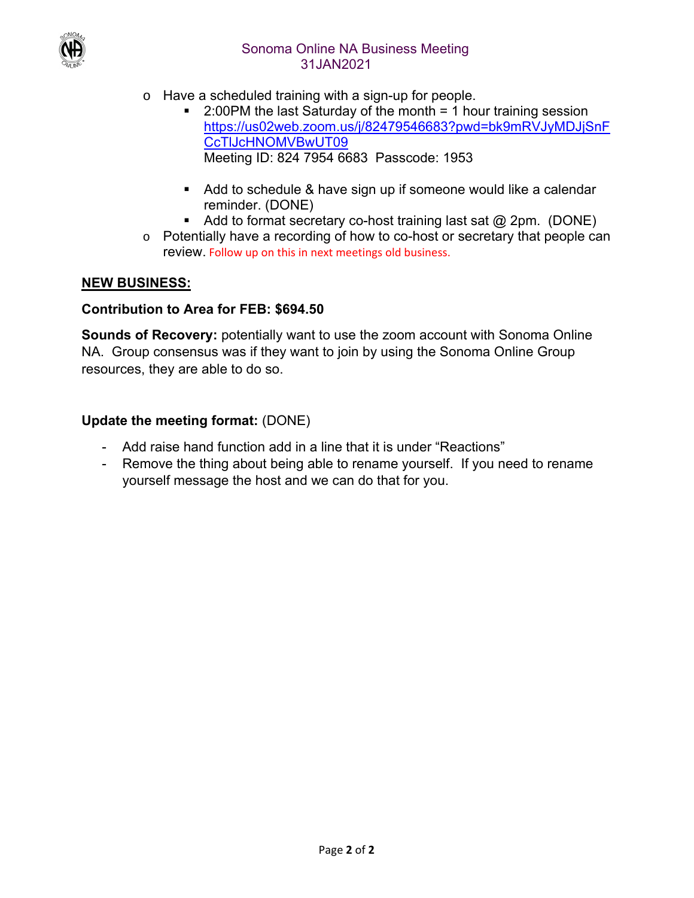- Have a scheduled training with a sign-up for people.
  - 2:00PM the last Saturday of the month = 1 hour training session https://us02web.zoom.us/j/82479546683?pwd=bk9mRVJyMDJjSnFCcTlJcHNOMVBwUT09 Meeting ID: 824 7954 6683 Passcode: 1953
  - Add to schedule & have sign up if someone would like a calendar reminder. (DONE)
  - Add to format secretary co-host training last sat @ 2pm. (DONE)
- Potentially have a recording of how to co-host or secretary that people can review. Follow up on this in next meetings old business.

**NEW BUSINESS:**

**Contribution to Area for FEB: $694.50**

**Sounds of Recovery:** potentially want to use the zoom account with Sonoma Online NA. Group consensus was if they want to join by using the Sonoma Online Group resources, they are able to do so.

**Update the meeting format:** (DONE)

- Add raise hand function add in a line that it is under "Reactions"
- Remove the thing about being able to rename yourself. If you need to rename yourself message the host and we can do that for you.